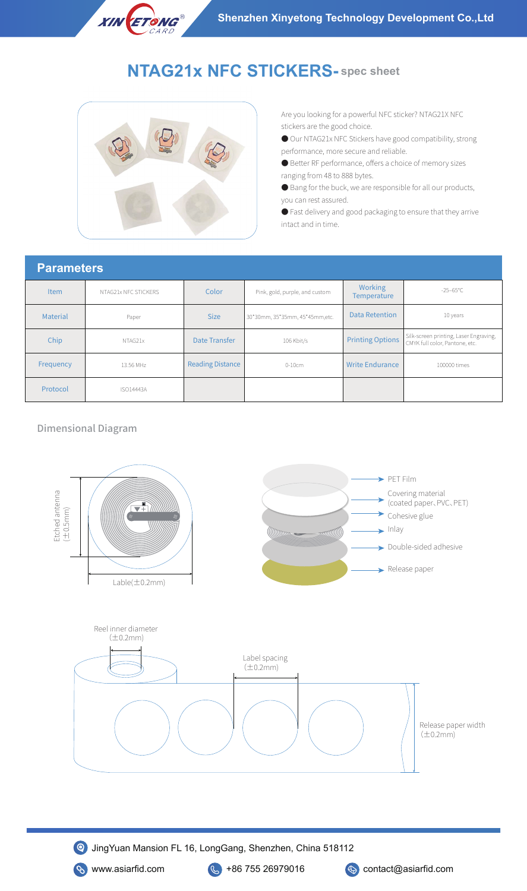# NTAG21x NFC STICKERS- spec sheet

Are you looking for a powerful NFC sticker? NTAG21X NFC stickers are the good choice.

- Our NTAG21x NFC Stickers have good compatibility, strong performance, more secure and reliable.
- Better RF performance, offers a choice of memory sizes ranging from 48 to 888 bytes.
- Bang for the buck, we are responsible for all our products, you can rest assured.
- Fast delivery and good packaging to ensure that they arrive intact and in time.

## Parameters

| Item | NTAG21x NFC STICKERS | Color | Pink, gold, purple, and custom | Working Temperature | -25~65℃ |
|---|---|---|---|---|---|
| Material | Paper | Size | 30*30mm, 35*35mm, 45*45mm,etc. | Data Retention | 10 years |
| Chip | NTAG21x | Date Transfer | 106 Kbit/s | Printing Options | Silk-screen printing, Laser Engraving, CMYK full color, Pantone, etc. |
| Frequency | 13.56 MHz | Reading Distance | 0-10cm | Write Endurance | 100000 times |
| Protocol | ISO14443A | | | | |

## Dimensional Diagram

Etched antenna (±0.5mm)

Lable(±0.2mm)

- PET Film
- Covering material (coated paper、PVC、PET)
- Cohesive glue
- Inlay
- Double-sided adhesive
- Release paper

Reel inner diameter (±0.2mm)

Label spacing (±0.2mm)

Release paper width (±0.2mm)

JingYuan Mansion FL 16, LongGang, Shenzhen, China 518112

www.asiarfid.com

+86 755 26979016

contact@asiarfid.com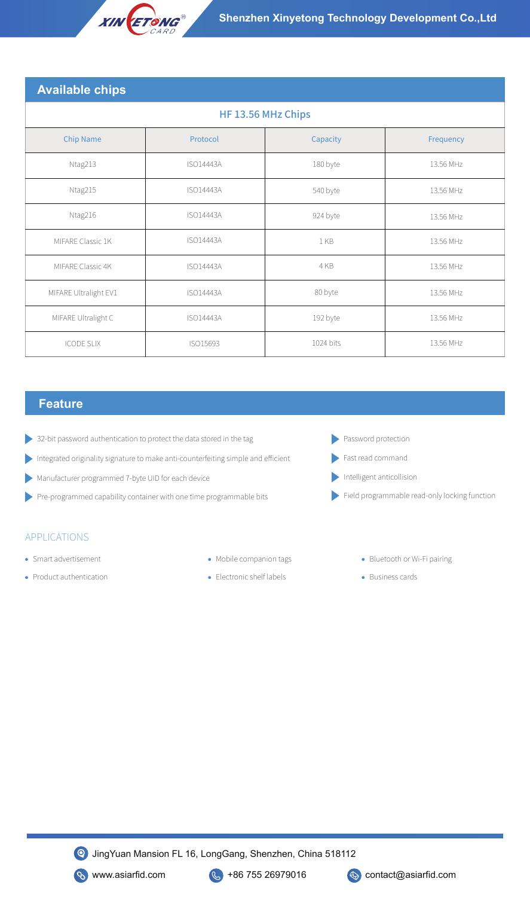## Available chips

| HF 13.56 MHz Chips | | | |
|---|---|---|---|
| Chip Name | Protocol | Capacity | Frequency |
| Ntag213 | ISO14443A | 180 byte | 13.56 MHz |
| Ntag215 | ISO14443A | 540 byte | 13.56 MHz |
| Ntag216 | ISO14443A | 924 byte | 13.56 MHz |
| MIFARE Classic 1K | ISO14443A | 1 KB | 13.56 MHz |
| MIFARE Classic 4K | ISO14443A | 4 KB | 13.56 MHz |
| MIFARE Ultralight EV1 | ISO14443A | 80 byte | 13.56 MHz |
| MIFARE Ultralight C | ISO14443A | 192 byte | 13.56 MHz |
| ICODE SLIX | ISO15693 | 1024 bits | 13.56 MHz |

## Feature

- 32-bit password authentication to protect the data stored in the tag
- Integrated originality signature to make anti-counterfeiting simple and efficient
- Manufacturer programmed 7-byte UID for each device
- Pre-programmed capability container with one time programmable bits
- Password protection
- Fast read command
- Intelligent anticollision
- Field programmable read-only locking function

### APPLICATIONS

- Smart advertisement
- Product authentication
- Mobile companion tags
- Electronic shelf labels
- Bluetooth or Wi-Fi pairing
- Business cards

JingYuan Mansion FL 16, LongGang, Shenzhen, China 518112

www.asiarfid.com +86 755 26979016 contact@asiarfid.com